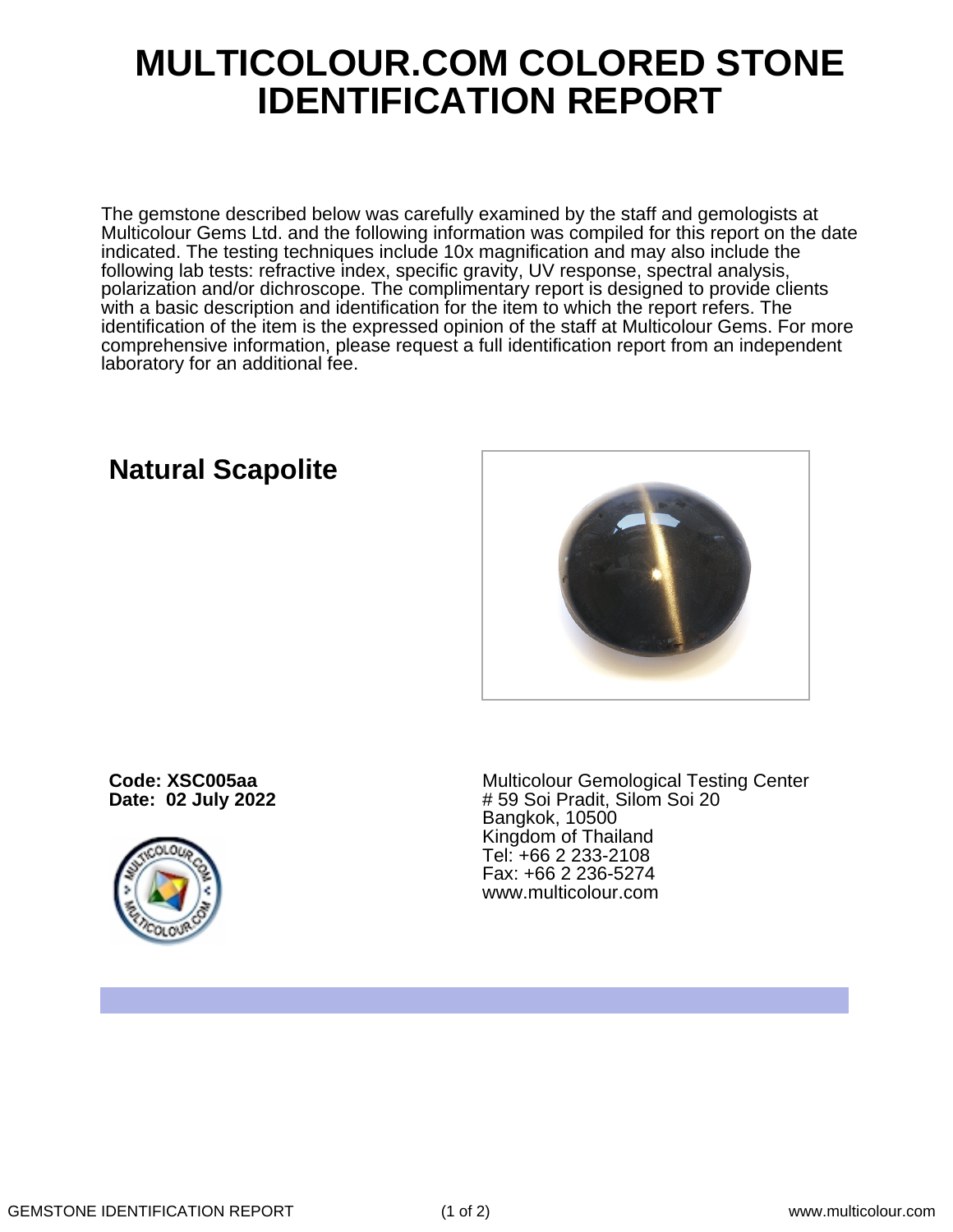# MULTICOLOUR.COM COLORED STONE IDENTIFICATION REPORT

The gemstone described below was carefully examined by the staff and gemologists at Multicolour Gems Ltd. and the following information was compiled for this report on the date indicated. The testing techniques include 10x magnification and may also include the following lab tests: refractive index, specific gravity, UV response, spectral analysis, polarization and/or dichroscope. The complimentary report is designed to provide clients with a basic description and identification for the item to which the report refers. The identification of the item is the expressed opinion of the staff at Multicolour Gems. For more comprehensive information, please request a full identification report from an independent laboratory for an additional fee.

## Natural Scapolite

**Code: XSC005aa**
**Date: 02 July 2022**

Multicolour Gemological Testing Center
# 59 Soi Pradit, Silom Soi 20
Bangkok, 10500
Kingdom of Thailand
Tel: +66 2 233-2108
Fax: +66 2 236-5274
www.multicolour.com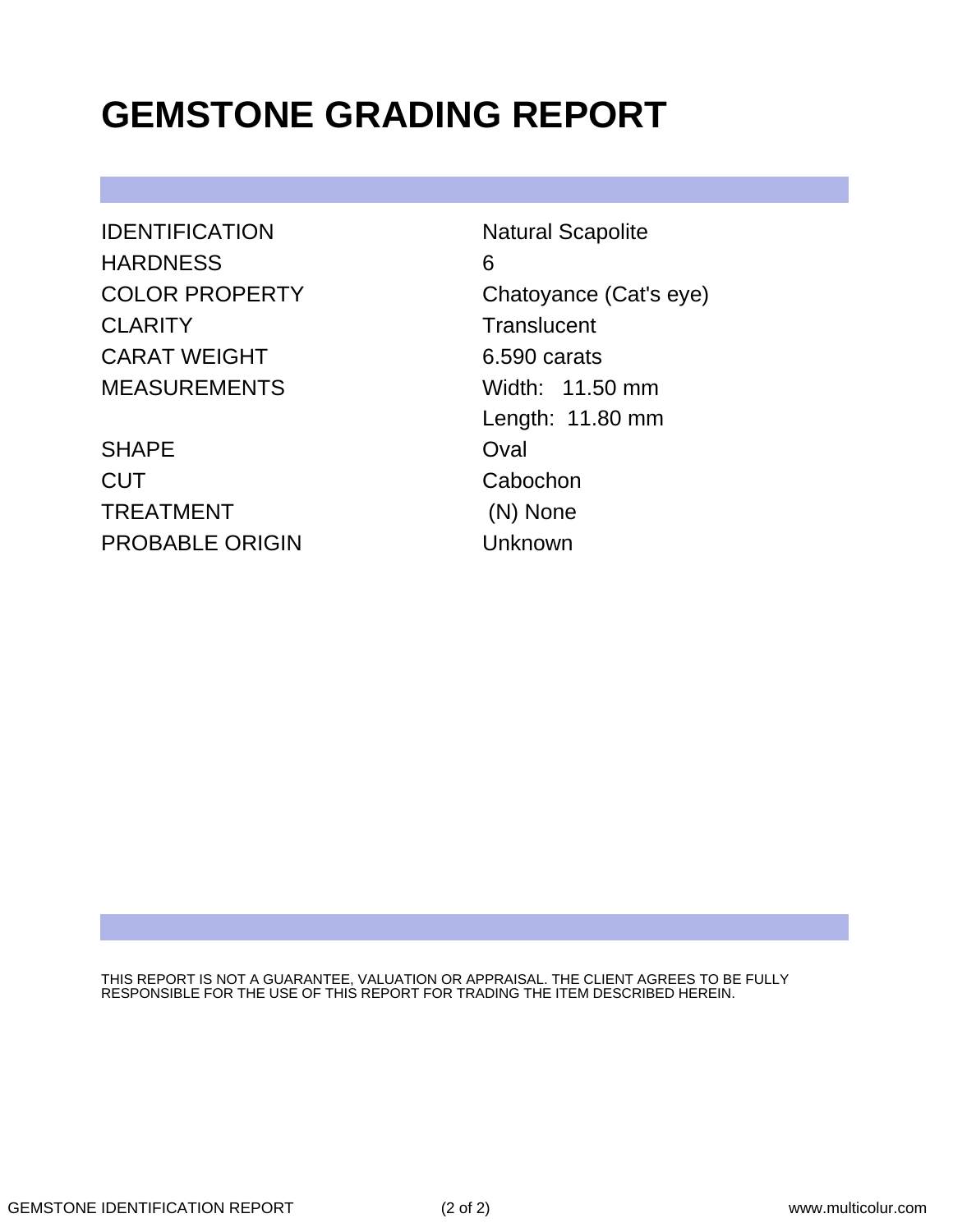# GEMSTONE GRADING REPORT

| | |
|---|---|
| IDENTIFICATION | Natural Scapolite |
| HARDNESS | 6 |
| COLOR PROPERTY | Chatoyance (Cat's eye) |
| CLARITY | Translucent |
| CARAT WEIGHT | 6.590 carats |
| MEASUREMENTS | Width: 11.50 mm<br>Length: 11.80 mm |
| SHAPE | Oval |
| CUT | Cabochon |
| TREATMENT | (N) None |
| PROBABLE ORIGIN | Unknown |

THIS REPORT IS NOT A GUARANTEE, VALUATION OR APPRAISAL. THE CLIENT AGREES TO BE FULLY RESPONSIBLE FOR THE USE OF THIS REPORT FOR TRADING THE ITEM DESCRIBED HEREIN.